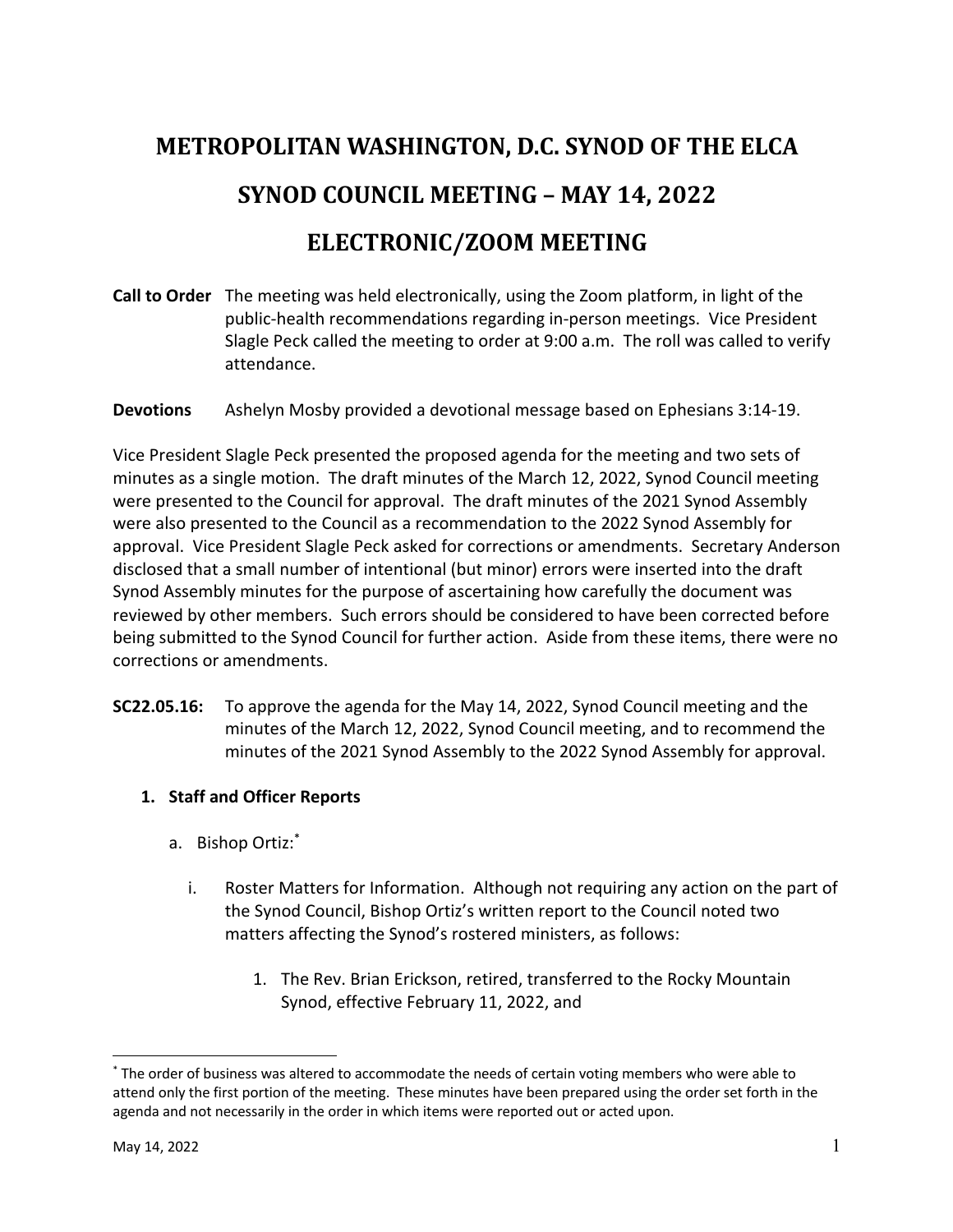# METROPOLITAN WASHINGTON, D.C. SYNOD OF THE ELCA

# SYNOD COUNCIL MEETING – MAY 14, 2022

# ELECTRONIC/ZOOM MEETING

**Call to Order** The meeting was held electronically, using the Zoom platform, in light of the public-health recommendations regarding in-person meetings. Vice President Slagle Peck called the meeting to order at 9:00 a.m. The roll was called to verify attendance.

**Devotions** Ashelyn Mosby provided a devotional message based on Ephesians 3:14-19.

Vice President Slagle Peck presented the proposed agenda for the meeting and two sets of minutes as a single motion. The draft minutes of the March 12, 2022, Synod Council meeting were presented to the Council for approval. The draft minutes of the 2021 Synod Assembly were also presented to the Council as a recommendation to the 2022 Synod Assembly for approval. Vice President Slagle Peck asked for corrections or amendments. Secretary Anderson disclosed that a small number of intentional (but minor) errors were inserted into the draft Synod Assembly minutes for the purpose of ascertaining how carefully the document was reviewed by other members. Such errors should be considered to have been corrected before being submitted to the Synod Council for further action. Aside from these items, there were no corrections or amendments.

**SC22.05.16:** To approve the agenda for the May 14, 2022, Synod Council meeting and the minutes of the March 12, 2022, Synod Council meeting, and to recommend the minutes of the 2021 Synod Assembly to the 2022 Synod Assembly for approval.

1. **Staff and Officer Reports**

   a. Bishop Ortiz:[*]

      i. Roster Matters for Information. Although not requiring any action on the part of the Synod Council, Bishop Ortiz's written report to the Council noted two matters affecting the Synod's rostered ministers, as follows:

         1. The Rev. Brian Erickson, retired, transferred to the Rocky Mountain Synod, effective February 11, 2022, and

[*] The order of business was altered to accommodate the needs of certain voting members who were able to attend only the first portion of the meeting. These minutes have been prepared using the order set forth in the agenda and not necessarily in the order in which items were reported out or acted upon.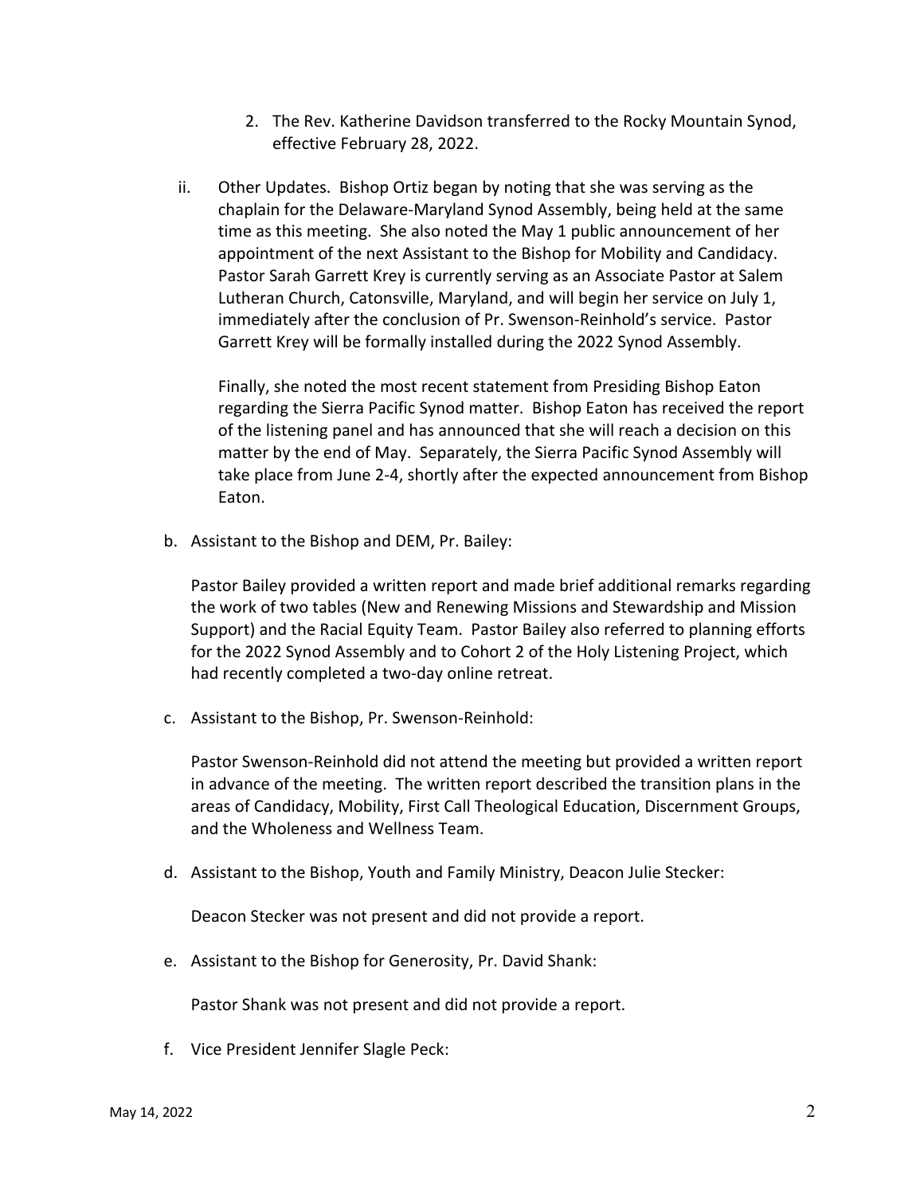2. The Rev. Katherine Davidson transferred to the Rocky Mountain Synod, effective February 28, 2022.

ii. Other Updates. Bishop Ortiz began by noting that she was serving as the chaplain for the Delaware-Maryland Synod Assembly, being held at the same time as this meeting. She also noted the May 1 public announcement of her appointment of the next Assistant to the Bishop for Mobility and Candidacy. Pastor Sarah Garrett Krey is currently serving as an Associate Pastor at Salem Lutheran Church, Catonsville, Maryland, and will begin her service on July 1, immediately after the conclusion of Pr. Swenson-Reinhold's service. Pastor Garrett Krey will be formally installed during the 2022 Synod Assembly.

   Finally, she noted the most recent statement from Presiding Bishop Eaton regarding the Sierra Pacific Synod matter. Bishop Eaton has received the report of the listening panel and has announced that she will reach a decision on this matter by the end of May. Separately, the Sierra Pacific Synod Assembly will take place from June 2-4, shortly after the expected announcement from Bishop Eaton.

b. Assistant to the Bishop and DEM, Pr. Bailey:

   Pastor Bailey provided a written report and made brief additional remarks regarding the work of two tables (New and Renewing Missions and Stewardship and Mission Support) and the Racial Equity Team. Pastor Bailey also referred to planning efforts for the 2022 Synod Assembly and to Cohort 2 of the Holy Listening Project, which had recently completed a two-day online retreat.

c. Assistant to the Bishop, Pr. Swenson-Reinhold:

   Pastor Swenson-Reinhold did not attend the meeting but provided a written report in advance of the meeting. The written report described the transition plans in the areas of Candidacy, Mobility, First Call Theological Education, Discernment Groups, and the Wholeness and Wellness Team.

d. Assistant to the Bishop, Youth and Family Ministry, Deacon Julie Stecker:

   Deacon Stecker was not present and did not provide a report.

e. Assistant to the Bishop for Generosity, Pr. David Shank:

   Pastor Shank was not present and did not provide a report.

f. Vice President Jennifer Slagle Peck: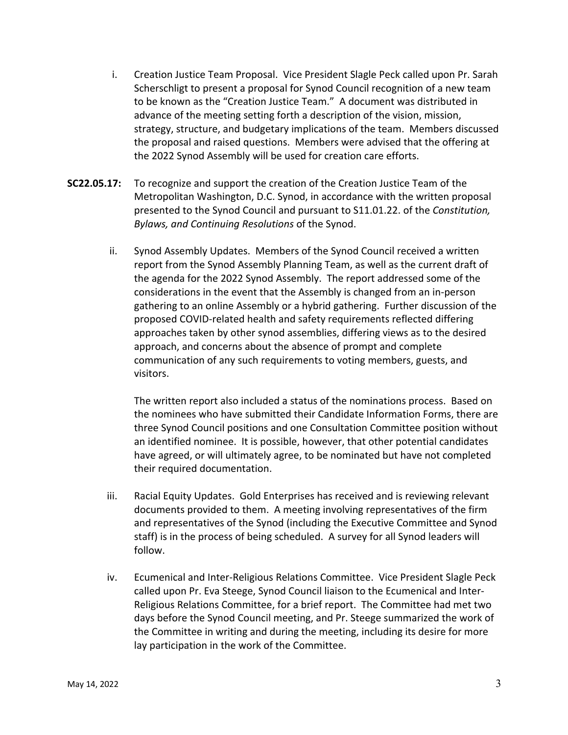i. Creation Justice Team Proposal. Vice President Slagle Peck called upon Pr. Sarah Scherschligt to present a proposal for Synod Council recognition of a new team to be known as the "Creation Justice Team." A document was distributed in advance of the meeting setting forth a description of the vision, mission, strategy, structure, and budgetary implications of the team. Members discussed the proposal and raised questions. Members were advised that the offering at the 2022 Synod Assembly will be used for creation care efforts.

**SC22.05.17:** To recognize and support the creation of the Creation Justice Team of the Metropolitan Washington, D.C. Synod, in accordance with the written proposal presented to the Synod Council and pursuant to S11.01.22. of the *Constitution, Bylaws, and Continuing Resolutions* of the Synod.

ii. Synod Assembly Updates. Members of the Synod Council received a written report from the Synod Assembly Planning Team, as well as the current draft of the agenda for the 2022 Synod Assembly. The report addressed some of the considerations in the event that the Assembly is changed from an in-person gathering to an online Assembly or a hybrid gathering. Further discussion of the proposed COVID-related health and safety requirements reflected differing approaches taken by other synod assemblies, differing views as to the desired approach, and concerns about the absence of prompt and complete communication of any such requirements to voting members, guests, and visitors.

The written report also included a status of the nominations process. Based on the nominees who have submitted their Candidate Information Forms, there are three Synod Council positions and one Consultation Committee position without an identified nominee. It is possible, however, that other potential candidates have agreed, or will ultimately agree, to be nominated but have not completed their required documentation.

iii. Racial Equity Updates. Gold Enterprises has received and is reviewing relevant documents provided to them. A meeting involving representatives of the firm and representatives of the Synod (including the Executive Committee and Synod staff) is in the process of being scheduled. A survey for all Synod leaders will follow.

iv. Ecumenical and Inter-Religious Relations Committee. Vice President Slagle Peck called upon Pr. Eva Steege, Synod Council liaison to the Ecumenical and Inter-Religious Relations Committee, for a brief report. The Committee had met two days before the Synod Council meeting, and Pr. Steege summarized the work of the Committee in writing and during the meeting, including its desire for more lay participation in the work of the Committee.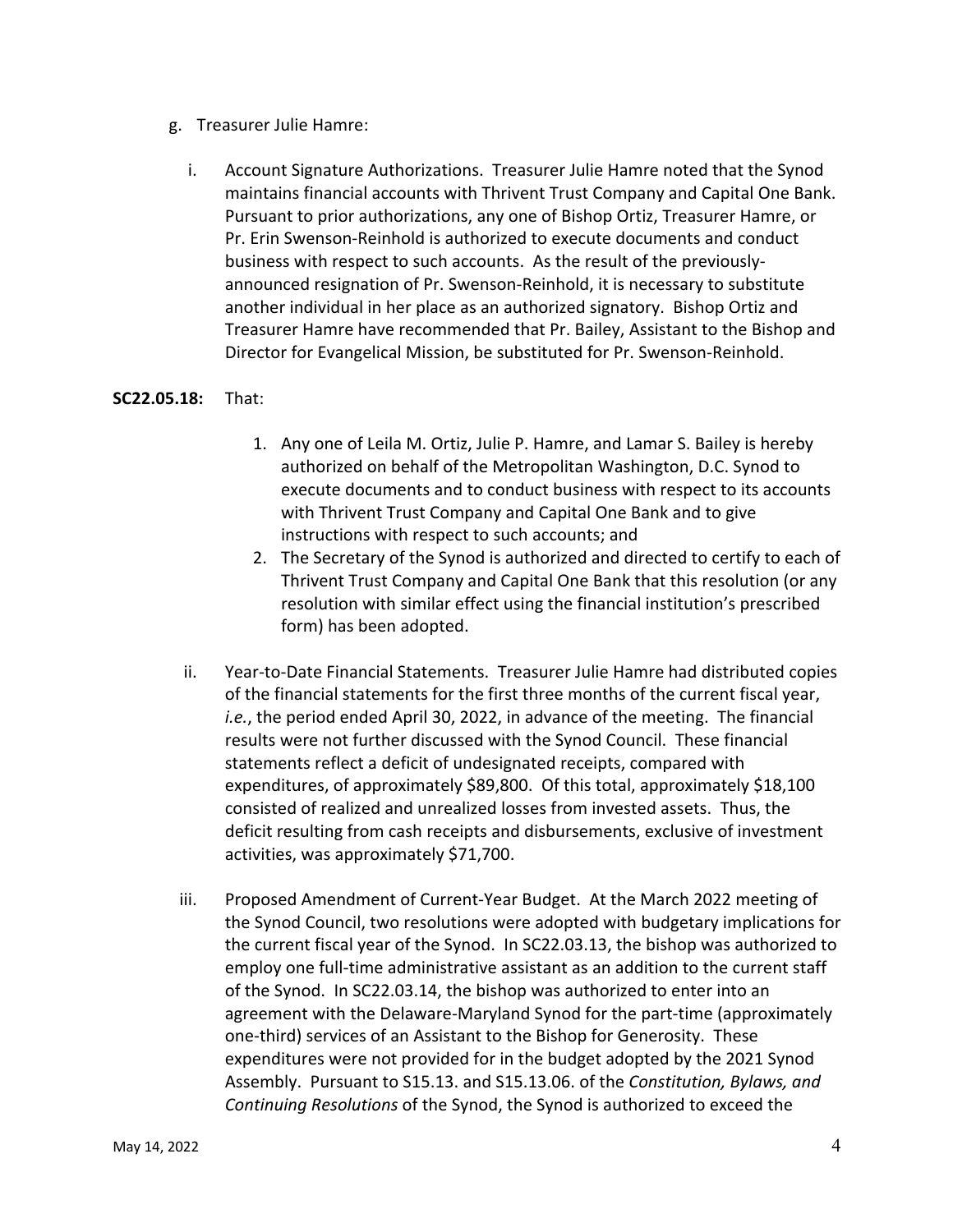g. Treasurer Julie Hamre:

   i. Account Signature Authorizations. Treasurer Julie Hamre noted that the Synod maintains financial accounts with Thrivent Trust Company and Capital One Bank. Pursuant to prior authorizations, any one of Bishop Ortiz, Treasurer Hamre, or Pr. Erin Swenson-Reinhold is authorized to execute documents and conduct business with respect to such accounts. As the result of the previously-announced resignation of Pr. Swenson-Reinhold, it is necessary to substitute another individual in her place as an authorized signatory. Bishop Ortiz and Treasurer Hamre have recommended that Pr. Bailey, Assistant to the Bishop and Director for Evangelical Mission, be substituted for Pr. Swenson-Reinhold.

**SC22.05.18:** That:

1. Any one of Leila M. Ortiz, Julie P. Hamre, and Lamar S. Bailey is hereby authorized on behalf of the Metropolitan Washington, D.C. Synod to execute documents and to conduct business with respect to its accounts with Thrivent Trust Company and Capital One Bank and to give instructions with respect to such accounts; and
2. The Secretary of the Synod is authorized and directed to certify to each of Thrivent Trust Company and Capital One Bank that this resolution (or any resolution with similar effect using the financial institution's prescribed form) has been adopted.

   ii. Year-to-Date Financial Statements. Treasurer Julie Hamre had distributed copies of the financial statements for the first three months of the current fiscal year, *i.e.*, the period ended April 30, 2022, in advance of the meeting. The financial results were not further discussed with the Synod Council. These financial statements reflect a deficit of undesignated receipts, compared with expenditures, of approximately $89,800. Of this total, approximately $18,100 consisted of realized and unrealized losses from invested assets. Thus, the deficit resulting from cash receipts and disbursements, exclusive of investment activities, was approximately $71,700.

   iii. Proposed Amendment of Current-Year Budget. At the March 2022 meeting of the Synod Council, two resolutions were adopted with budgetary implications for the current fiscal year of the Synod. In SC22.03.13, the bishop was authorized to employ one full-time administrative assistant as an addition to the current staff of the Synod. In SC22.03.14, the bishop was authorized to enter into an agreement with the Delaware-Maryland Synod for the part-time (approximately one-third) services of an Assistant to the Bishop for Generosity. These expenditures were not provided for in the budget adopted by the 2021 Synod Assembly. Pursuant to S15.13. and S15.13.06. of the *Constitution, Bylaws, and Continuing Resolutions* of the Synod, the Synod is authorized to exceed the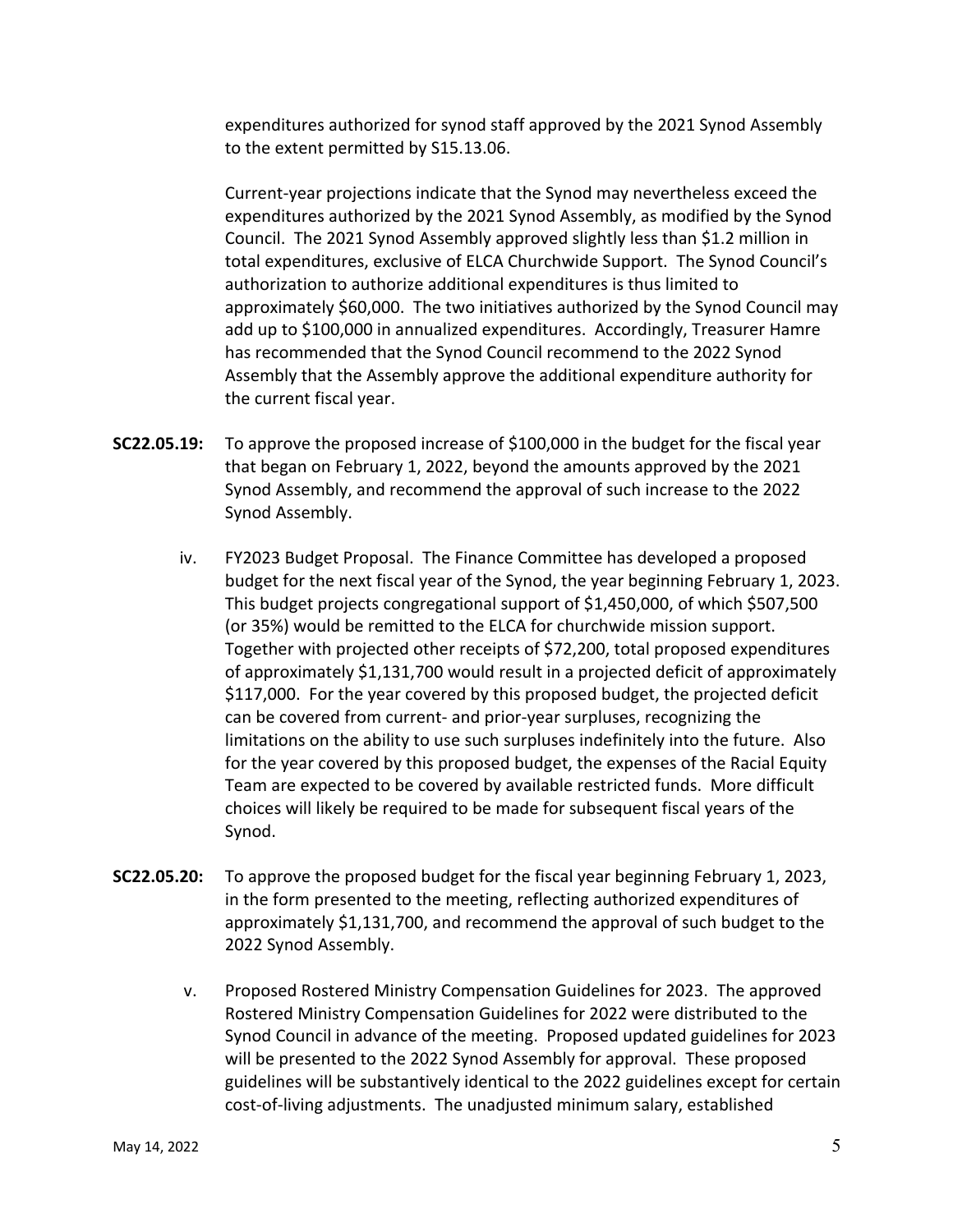expenditures authorized for synod staff approved by the 2021 Synod Assembly to the extent permitted by S15.13.06.

Current-year projections indicate that the Synod may nevertheless exceed the expenditures authorized by the 2021 Synod Assembly, as modified by the Synod Council. The 2021 Synod Assembly approved slightly less than $1.2 million in total expenditures, exclusive of ELCA Churchwide Support. The Synod Council's authorization to authorize additional expenditures is thus limited to approximately $60,000. The two initiatives authorized by the Synod Council may add up to $100,000 in annualized expenditures. Accordingly, Treasurer Hamre has recommended that the Synod Council recommend to the 2022 Synod Assembly that the Assembly approve the additional expenditure authority for the current fiscal year.

**SC22.05.19:** To approve the proposed increase of $100,000 in the budget for the fiscal year that began on February 1, 2022, beyond the amounts approved by the 2021 Synod Assembly, and recommend the approval of such increase to the 2022 Synod Assembly.

iv. FY2023 Budget Proposal. The Finance Committee has developed a proposed budget for the next fiscal year of the Synod, the year beginning February 1, 2023. This budget projects congregational support of $1,450,000, of which $507,500 (or 35%) would be remitted to the ELCA for churchwide mission support. Together with projected other receipts of $72,200, total proposed expenditures of approximately $1,131,700 would result in a projected deficit of approximately $117,000. For the year covered by this proposed budget, the projected deficit can be covered from current- and prior-year surpluses, recognizing the limitations on the ability to use such surpluses indefinitely into the future. Also for the year covered by this proposed budget, the expenses of the Racial Equity Team are expected to be covered by available restricted funds. More difficult choices will likely be required to be made for subsequent fiscal years of the Synod.

**SC22.05.20:** To approve the proposed budget for the fiscal year beginning February 1, 2023, in the form presented to the meeting, reflecting authorized expenditures of approximately $1,131,700, and recommend the approval of such budget to the 2022 Synod Assembly.

v. Proposed Rostered Ministry Compensation Guidelines for 2023. The approved Rostered Ministry Compensation Guidelines for 2022 were distributed to the Synod Council in advance of the meeting. Proposed updated guidelines for 2023 will be presented to the 2022 Synod Assembly for approval. These proposed guidelines will be substantively identical to the 2022 guidelines except for certain cost-of-living adjustments. The unadjusted minimum salary, established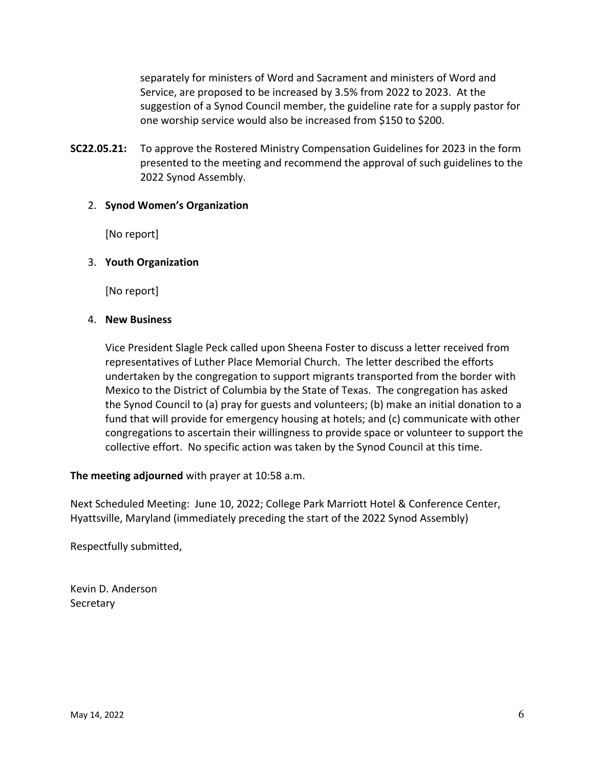separately for ministers of Word and Sacrament and ministers of Word and Service, are proposed to be increased by 3.5% from 2022 to 2023. At the suggestion of a Synod Council member, the guideline rate for a supply pastor for one worship service would also be increased from $150 to $200.

**SC22.05.21:** To approve the Rostered Ministry Compensation Guidelines for 2023 in the form presented to the meeting and recommend the approval of such guidelines to the 2022 Synod Assembly.

2. **Synod Women's Organization**

   [No report]

3. **Youth Organization**

   [No report]

4. **New Business**

   Vice President Slagle Peck called upon Sheena Foster to discuss a letter received from representatives of Luther Place Memorial Church. The letter described the efforts undertaken by the congregation to support migrants transported from the border with Mexico to the District of Columbia by the State of Texas. The congregation has asked the Synod Council to (a) pray for guests and volunteers; (b) make an initial donation to a fund that will provide for emergency housing at hotels; and (c) communicate with other congregations to ascertain their willingness to provide space or volunteer to support the collective effort. No specific action was taken by the Synod Council at this time.

**The meeting adjourned** with prayer at 10:58 a.m.

Next Scheduled Meeting: June 10, 2022; College Park Marriott Hotel & Conference Center, Hyattsville, Maryland (immediately preceding the start of the 2022 Synod Assembly)

Respectfully submitted,

Kevin D. Anderson
Secretary